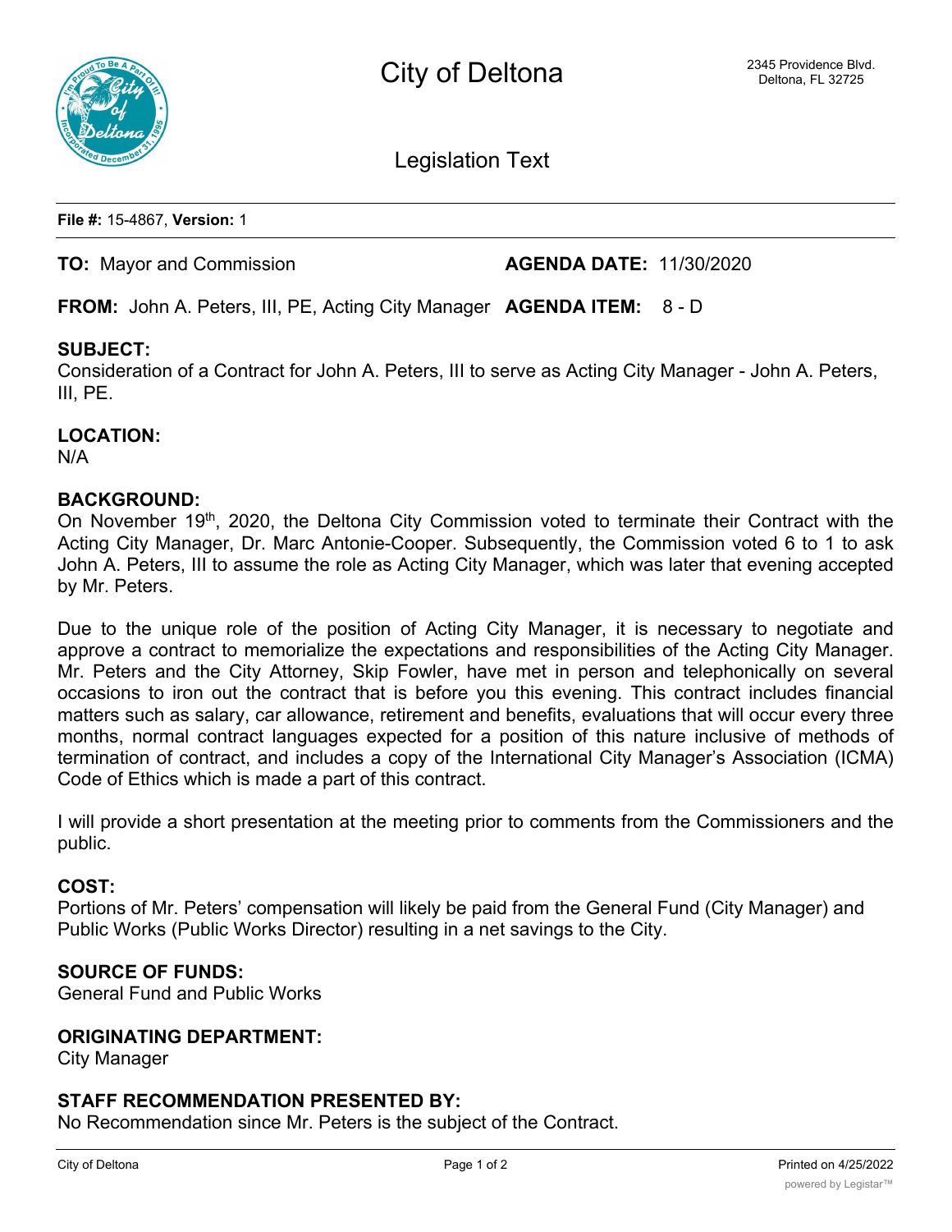# City of Deltona

2345 Providence Blvd.
Deltona, FL 32725

## Legislation Text

**File #:** 15-4867, **Version:** 1

**TO:** Mayor and Commission **AGENDA DATE:** 11/30/2020

**FROM:** John A. Peters, III, PE, Acting City Manager **AGENDA ITEM:** 8 - D

**SUBJECT:**
Consideration of a Contract for John A. Peters, III to serve as Acting City Manager - John A. Peters, III, PE.

**LOCATION:**
N/A

**BACKGROUND:**
On November 19th, 2020, the Deltona City Commission voted to terminate their Contract with the Acting City Manager, Dr. Marc Antonie-Cooper. Subsequently, the Commission voted 6 to 1 to ask John A. Peters, III to assume the role as Acting City Manager, which was later that evening accepted by Mr. Peters.

Due to the unique role of the position of Acting City Manager, it is necessary to negotiate and approve a contract to memorialize the expectations and responsibilities of the Acting City Manager. Mr. Peters and the City Attorney, Skip Fowler, have met in person and telephonically on several occasions to iron out the contract that is before you this evening. This contract includes financial matters such as salary, car allowance, retirement and benefits, evaluations that will occur every three months, normal contract languages expected for a position of this nature inclusive of methods of termination of contract, and includes a copy of the International City Manager's Association (ICMA) Code of Ethics which is made a part of this contract.

I will provide a short presentation at the meeting prior to comments from the Commissioners and the public.

**COST:**
Portions of Mr. Peters' compensation will likely be paid from the General Fund (City Manager) and Public Works (Public Works Director) resulting in a net savings to the City.

**SOURCE OF FUNDS:**
General Fund and Public Works

**ORIGINATING DEPARTMENT:**
City Manager

**STAFF RECOMMENDATION PRESENTED BY:**
No Recommendation since Mr. Peters is the subject of the Contract.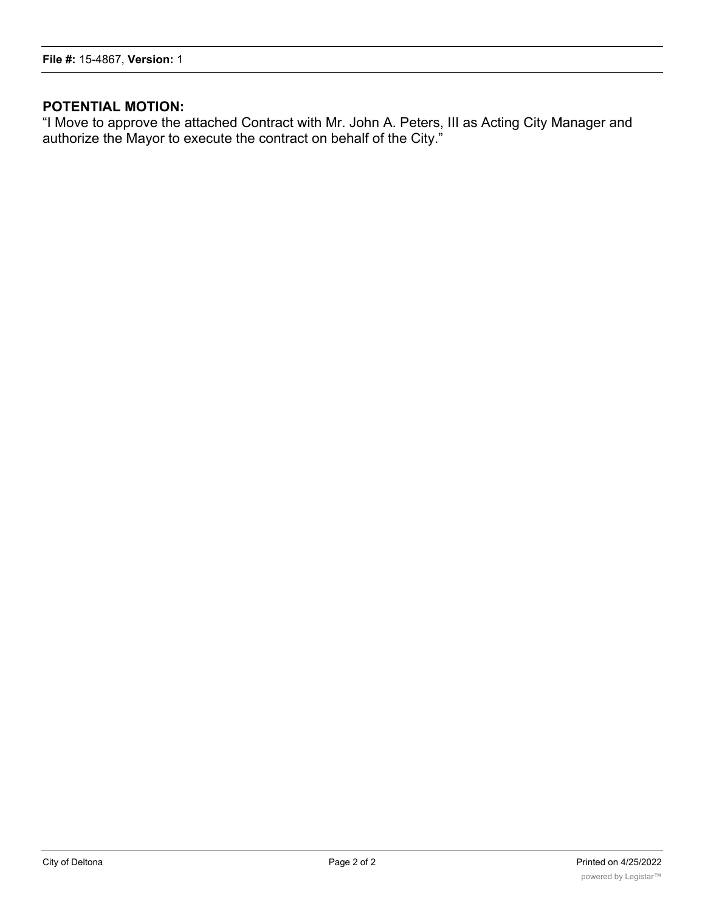**File #:** 15-4867, **Version:** 1

**POTENTIAL MOTION:**

"I Move to approve the attached Contract with Mr. John A. Peters, III as Acting City Manager and authorize the Mayor to execute the contract on behalf of the City."